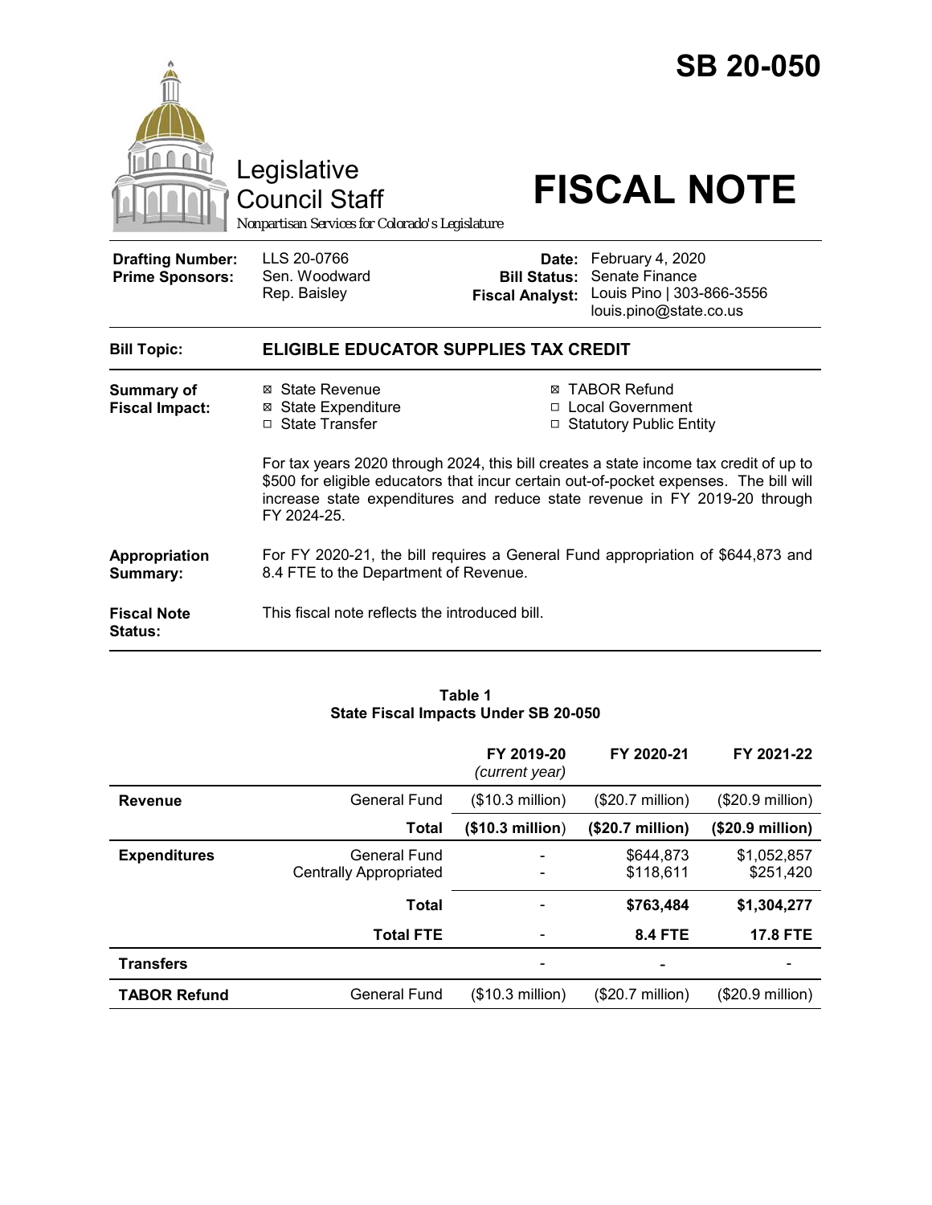# SB 20-050

Legislative Council Staff

*Nonpartisan Services for Colorado's Legislature*

# FISCAL NOTE

| | | | |
|---|---|---|---|
| **Drafting Number:** | LLS 20-0766 | **Date:** | February 4, 2020 |
| **Prime Sponsors:** | Sen. Woodward<br>Rep. Baisley | **Bill Status:** | Senate Finance |
| | | **Fiscal Analyst:** | Louis Pino \| 303-866-3556<br>louis.pino@state.co.us |

**Bill Topic:** **ELIGIBLE EDUCATOR SUPPLIES TAX CREDIT**

**Summary of Fiscal Impact:**

- ☒ State Revenue
- ☒ State Expenditure
- ☐ State Transfer
- ☒ TABOR Refund
- ☐ Local Government
- ☐ Statutory Public Entity

For tax years 2020 through 2024, this bill creates a state income tax credit of up to $500 for eligible educators that incur certain out-of-pocket expenses. The bill will increase state expenditures and reduce state revenue in FY 2019-20 through FY 2024-25.

**Appropriation Summary:** For FY 2020-21, the bill requires a General Fund appropriation of $644,873 and 8.4 FTE to the Department of Revenue.

**Fiscal Note Status:** This fiscal note reflects the introduced bill.

**Table 1**
**State Fiscal Impacts Under SB 20-050**

| | | FY 2019-20 *(current year)* | FY 2020-21 | FY 2021-22 |
|---|---|---|---|---|
| **Revenue** | General Fund | ($10.3 million) | ($20.7 million) | ($20.9 million) |
| | **Total** | **($10.3 million)** | **($20.7 million)** | **($20.9 million)** |
| **Expenditures** | General Fund<br>Centrally Appropriated | -<br>- | $644,873<br>$118,611 | $1,052,857<br>$251,420 |
| | **Total** | - | **$763,484** | **$1,304,277** |
| | **Total FTE** | - | **8.4 FTE** | **17.8 FTE** |
| **Transfers** | | - | - | - |
| **TABOR Refund** | General Fund | ($10.3 million) | ($20.7 million) | ($20.9 million) |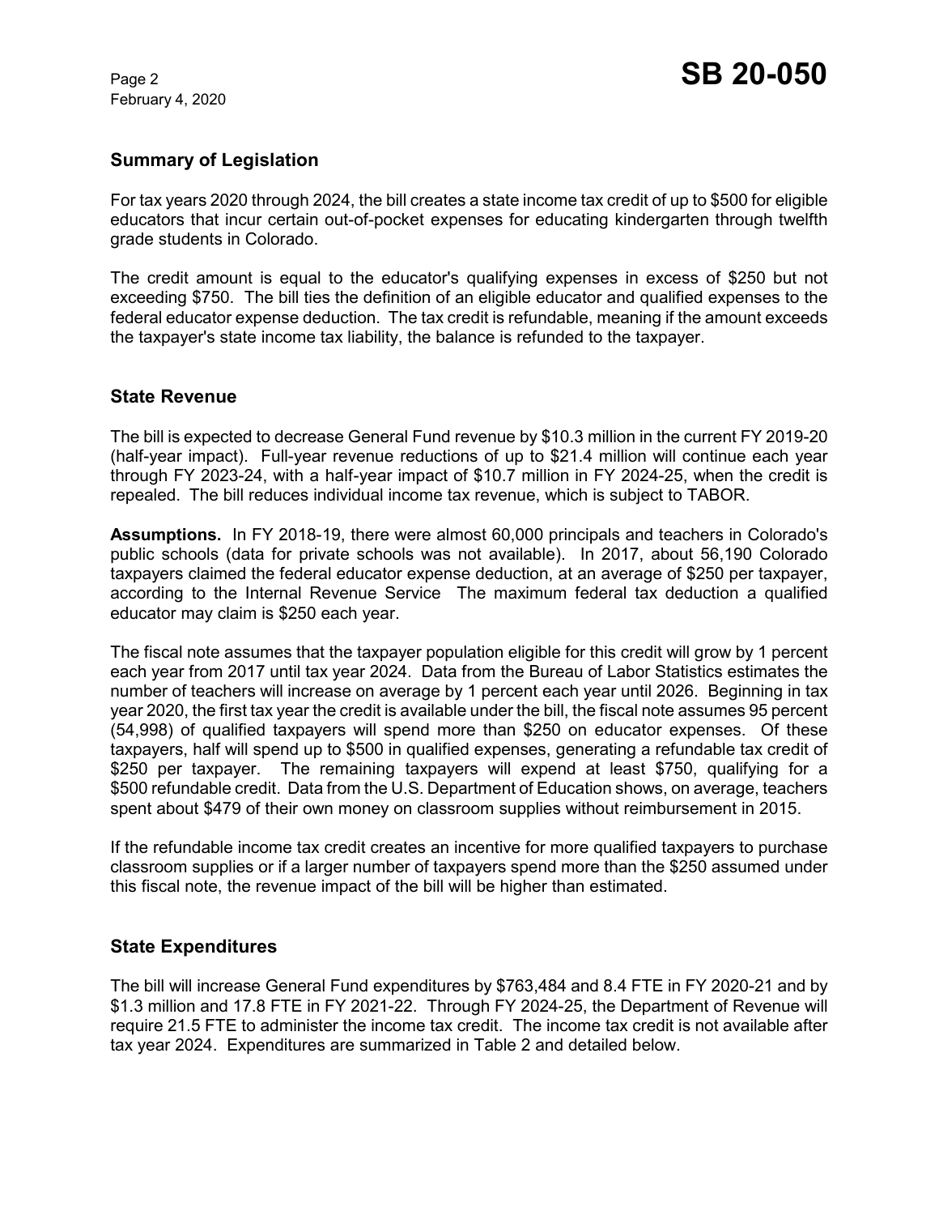## Summary of Legislation

For tax years 2020 through 2024, the bill creates a state income tax credit of up to $500 for eligible educators that incur certain out-of-pocket expenses for educating kindergarten through twelfth grade students in Colorado.

The credit amount is equal to the educator's qualifying expenses in excess of $250 but not exceeding $750. The bill ties the definition of an eligible educator and qualified expenses to the federal educator expense deduction. The tax credit is refundable, meaning if the amount exceeds the taxpayer's state income tax liability, the balance is refunded to the taxpayer.

## State Revenue

The bill is expected to decrease General Fund revenue by $10.3 million in the current FY 2019-20 (half-year impact). Full-year revenue reductions of up to $21.4 million will continue each year through FY 2023-24, with a half-year impact of $10.7 million in FY 2024-25, when the credit is repealed. The bill reduces individual income tax revenue, which is subject to TABOR.

**Assumptions.** In FY 2018-19, there were almost 60,000 principals and teachers in Colorado's public schools (data for private schools was not available). In 2017, about 56,190 Colorado taxpayers claimed the federal educator expense deduction, at an average of $250 per taxpayer, according to the Internal Revenue Service The maximum federal tax deduction a qualified educator may claim is $250 each year.

The fiscal note assumes that the taxpayer population eligible for this credit will grow by 1 percent each year from 2017 until tax year 2024. Data from the Bureau of Labor Statistics estimates the number of teachers will increase on average by 1 percent each year until 2026. Beginning in tax year 2020, the first tax year the credit is available under the bill, the fiscal note assumes 95 percent (54,998) of qualified taxpayers will spend more than $250 on educator expenses. Of these taxpayers, half will spend up to $500 in qualified expenses, generating a refundable tax credit of $250 per taxpayer. The remaining taxpayers will expend at least $750, qualifying for a $500 refundable credit. Data from the U.S. Department of Education shows, on average, teachers spent about $479 of their own money on classroom supplies without reimbursement in 2015.

If the refundable income tax credit creates an incentive for more qualified taxpayers to purchase classroom supplies or if a larger number of taxpayers spend more than the $250 assumed under this fiscal note, the revenue impact of the bill will be higher than estimated.

## State Expenditures

The bill will increase General Fund expenditures by $763,484 and 8.4 FTE in FY 2020-21 and by $1.3 million and 17.8 FTE in FY 2021-22. Through FY 2024-25, the Department of Revenue will require 21.5 FTE to administer the income tax credit. The income tax credit is not available after tax year 2024. Expenditures are summarized in Table 2 and detailed below.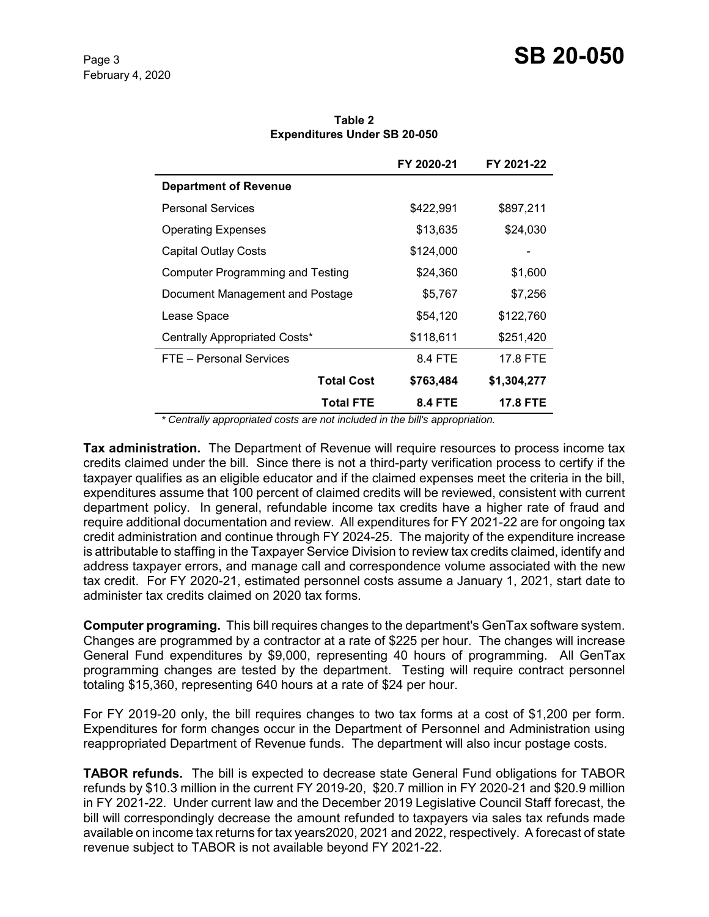**Table 2**
**Expenditures Under SB 20-050**

| | FY 2020-21 | FY 2021-22 |
|---|---|---|
| **Department of Revenue** | | |
| Personal Services | $422,991 | $897,211 |
| Operating Expenses | $13,635 | $24,030 |
| Capital Outlay Costs | $124,000 | - |
| Computer Programming and Testing | $24,360 | $1,600 |
| Document Management and Postage | $5,767 | $7,256 |
| Lease Space | $54,120 | $122,760 |
| Centrally Appropriated Costs* | $118,611 | $251,420 |
| FTE – Personal Services | 8.4 FTE | 17.8 FTE |
| **Total Cost** | **$763,484** | **$1,304,277** |
| **Total FTE** | **8.4 FTE** | **17.8 FTE** |

*\* Centrally appropriated costs are not included in the bill's appropriation.*

**Tax administration.** The Department of Revenue will require resources to process income tax credits claimed under the bill. Since there is not a third-party verification process to certify if the taxpayer qualifies as an eligible educator and if the claimed expenses meet the criteria in the bill, expenditures assume that 100 percent of claimed credits will be reviewed, consistent with current department policy. In general, refundable income tax credits have a higher rate of fraud and require additional documentation and review. All expenditures for FY 2021-22 are for ongoing tax credit administration and continue through FY 2024-25. The majority of the expenditure increase is attributable to staffing in the Taxpayer Service Division to review tax credits claimed, identify and address taxpayer errors, and manage call and correspondence volume associated with the new tax credit. For FY 2020-21, estimated personnel costs assume a January 1, 2021, start date to administer tax credits claimed on 2020 tax forms.

**Computer programing.** This bill requires changes to the department's GenTax software system. Changes are programmed by a contractor at a rate of $225 per hour. The changes will increase General Fund expenditures by $9,000, representing 40 hours of programming. All GenTax programming changes are tested by the department. Testing will require contract personnel totaling $15,360, representing 640 hours at a rate of $24 per hour.

For FY 2019-20 only, the bill requires changes to two tax forms at a cost of $1,200 per form. Expenditures for form changes occur in the Department of Personnel and Administration using reappropriated Department of Revenue funds. The department will also incur postage costs.

**TABOR refunds.** The bill is expected to decrease state General Fund obligations for TABOR refunds by $10.3 million in the current FY 2019-20, $20.7 million in FY 2020-21 and $20.9 million in FY 2021-22. Under current law and the December 2019 Legislative Council Staff forecast, the bill will correspondingly decrease the amount refunded to taxpayers via sales tax refunds made available on income tax returns for tax years2020, 2021 and 2022, respectively. A forecast of state revenue subject to TABOR is not available beyond FY 2021-22.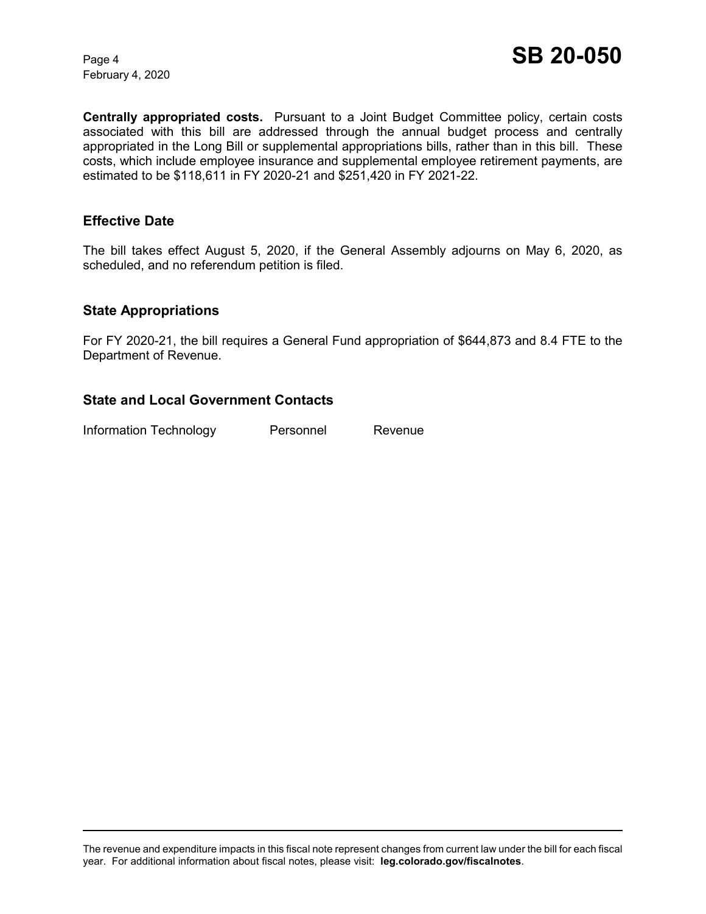**Centrally appropriated costs.** Pursuant to a Joint Budget Committee policy, certain costs associated with this bill are addressed through the annual budget process and centrally appropriated in the Long Bill or supplemental appropriations bills, rather than in this bill. These costs, which include employee insurance and supplemental employee retirement payments, are estimated to be $118,611 in FY 2020-21 and $251,420 in FY 2021-22.

## Effective Date

The bill takes effect August 5, 2020, if the General Assembly adjourns on May 6, 2020, as scheduled, and no referendum petition is filed.

## State Appropriations

For FY 2020-21, the bill requires a General Fund appropriation of $644,873 and 8.4 FTE to the Department of Revenue.

## State and Local Government Contacts

Information Technology Personnel Revenue

The revenue and expenditure impacts in this fiscal note represent changes from current law under the bill for each fiscal year. For additional information about fiscal notes, please visit: **leg.colorado.gov/fiscalnotes**.